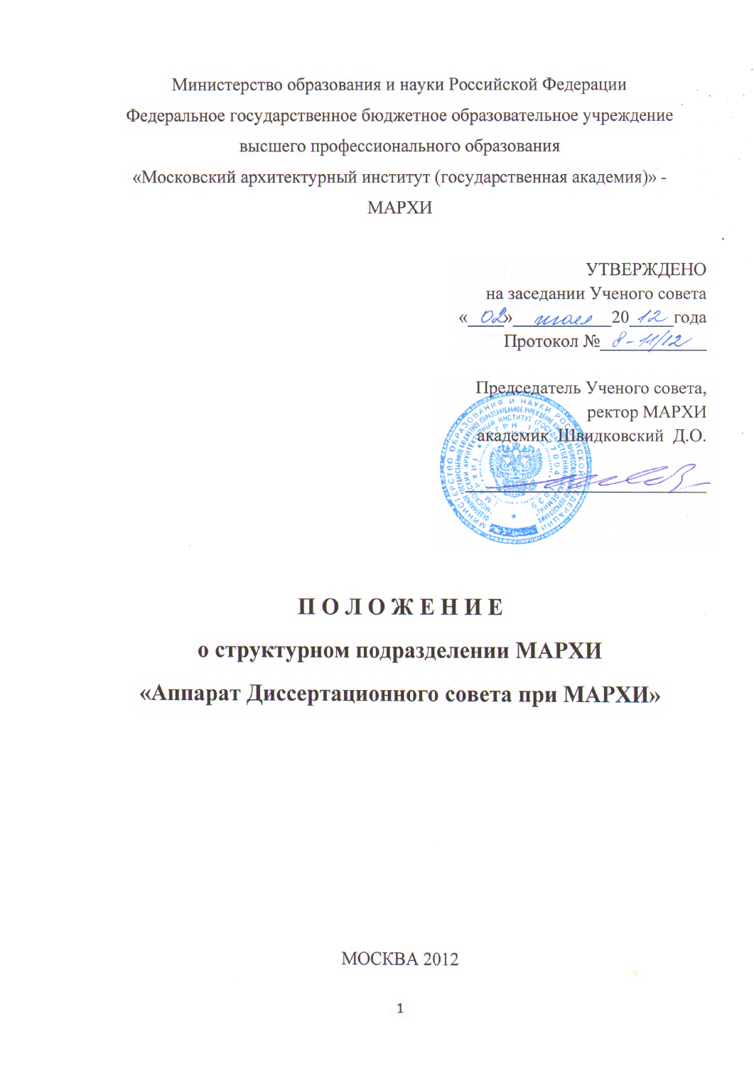Министерство образования и науки Российской Федерации

Федеральное государственное бюджетное образовательное учреждение

высшего профессионального образования

«Московский архитектурный институт (государственная академия)» -

МАРХИ

УТВЕРЖДЕНО

на заседании Ученого совета

«02» июля 2012 года

Протокол № 8-11/12

Председатель Ученого совета,

ректор МАРХИ

академик Швидковский Д.О.

# П О Л О Ж Е Н И Е

## о структурном подразделении МАРХИ «Аппарат Диссертационного совета при МАРХИ»

МОСКВА 2012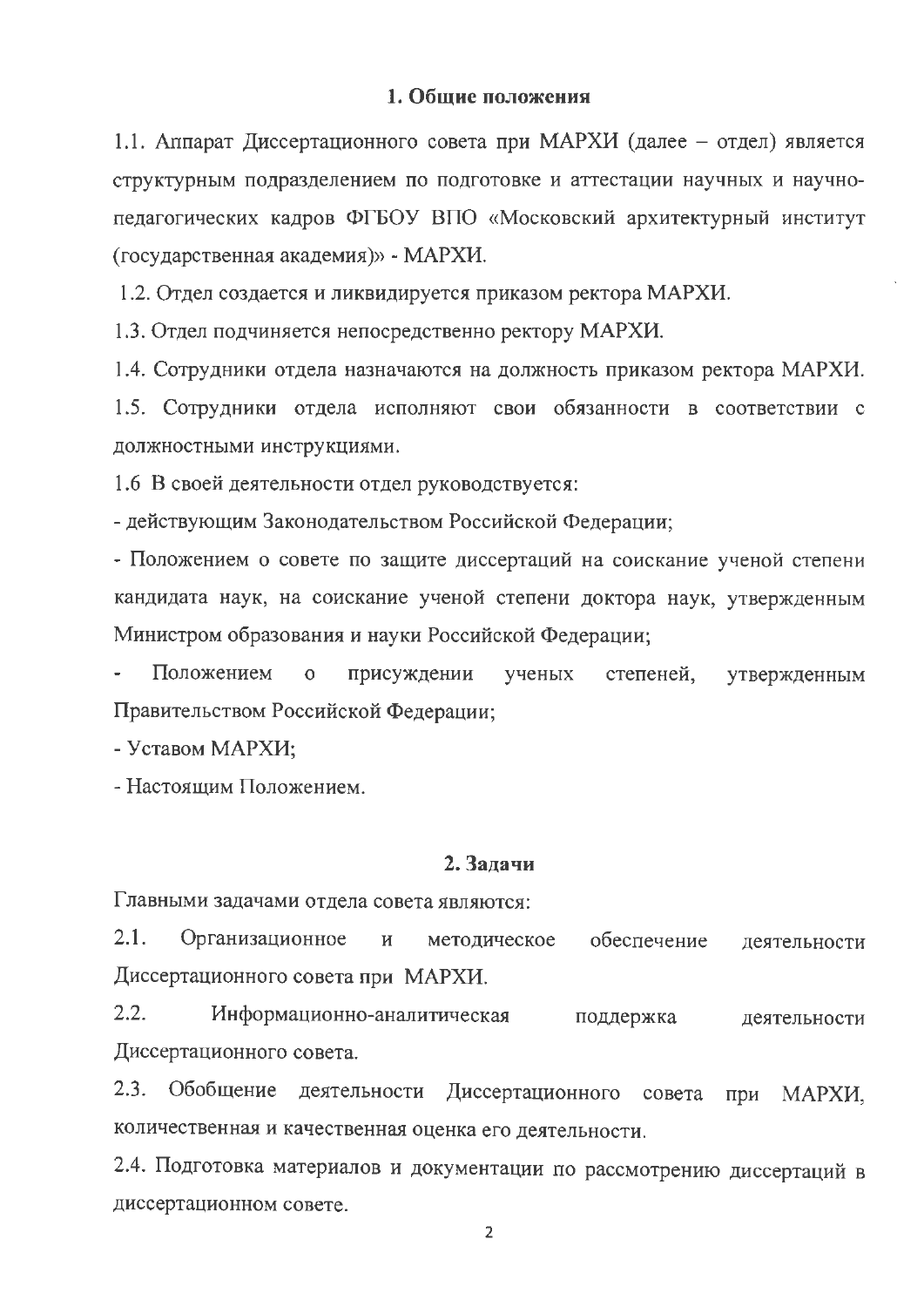## 1. Общие положения

1.1. Аппарат Диссертационного совета при МАРХИ (далее – отдел) является структурным подразделением по подготовке и аттестации научных и научно-педагогических кадров ФГБОУ ВПО «Московский архитектурный институт (государственная академия)» - МАРХИ.

1.2. Отдел создается и ликвидируется приказом ректора МАРХИ.

1.3. Отдел подчиняется непосредственно ректору МАРХИ.

1.4. Сотрудники отдела назначаются на должность приказом ректора МАРХИ.

1.5. Сотрудники отдела исполняют свои обязанности в соответствии с должностными инструкциями.

1.6 В своей деятельности отдел руководствуется:

- действующим Законодательством Российской Федерации;
- Положением о совете по защите диссертаций на соискание ученой степени кандидата наук, на соискание ученой степени доктора наук, утвержденным Министром образования и науки Российской Федерации;
- Положением о присуждении ученых степеней, утвержденным Правительством Российской Федерации;
- Уставом МАРХИ;
- Настоящим Положением.

## 2. Задачи

Главными задачами отдела совета являются:

2.1. Организационное и методическое обеспечение деятельности Диссертационного совета при МАРХИ.

2.2. Информационно-аналитическая поддержка деятельности Диссертационного совета.

2.3. Обобщение деятельности Диссертационного совета при МАРХИ, количественная и качественная оценка его деятельности.

2.4. Подготовка материалов и документации по рассмотрению диссертаций в диссертационном совете.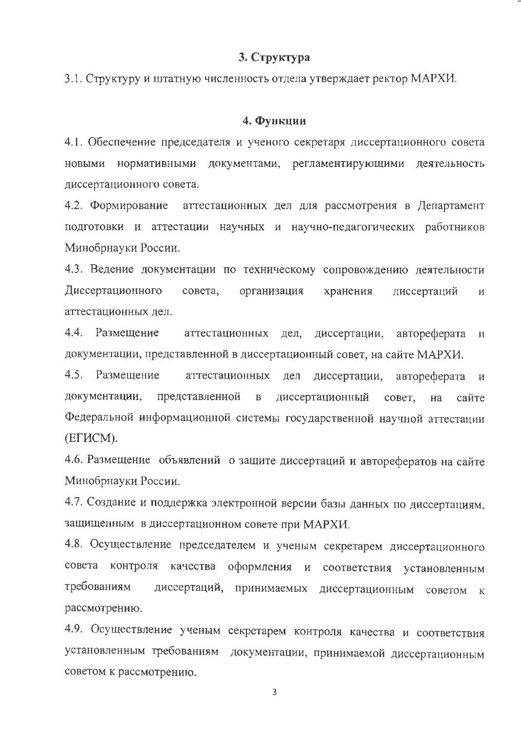## 3. Структура

3.1. Структуру и штатную численность отдела утверждает ректор МАРХИ.

## 4. Функции

4.1. Обеспечение председателя и ученого секретаря диссертационного совета новыми нормативными документами, регламентирующими деятельность диссертационного совета.

4.2. Формирование аттестационных дел для рассмотрения в Департамент подготовки и аттестации научных и научно-педагогических работников Минобрнауки России.

4.3. Ведение документации по техническому сопровождению деятельности Диссертационного совета, организация хранения диссертаций и аттестационных дел.

4.4. Размещение аттестационных дел, диссертации, автореферата и документации, представленной в диссертационный совет, на сайте МАРХИ.

4.5. Размещение аттестационных дел диссертации, автореферата и документации, представленной в диссертационный совет, на сайте Федеральной информационной системы государственной научной аттестации (ЕГИСМ).

4.6. Размещение объявлений о защите диссертаций и авторефератов на сайте Минобрнауки России.

4.7. Создание и поддержка электронной версии базы данных по диссертациям, защищенным в диссертационном совете при МАРХИ.

4.8. Осуществление председателем и ученым секретарем диссертационного совета контроля качества оформления и соответствия установленным требованиям диссертаций, принимаемых диссертационным советом к рассмотрению.

4.9. Осуществление ученым секретарем контроля качества и соответствия установленным требованиям документации, принимаемой диссертационным советом к рассмотрению.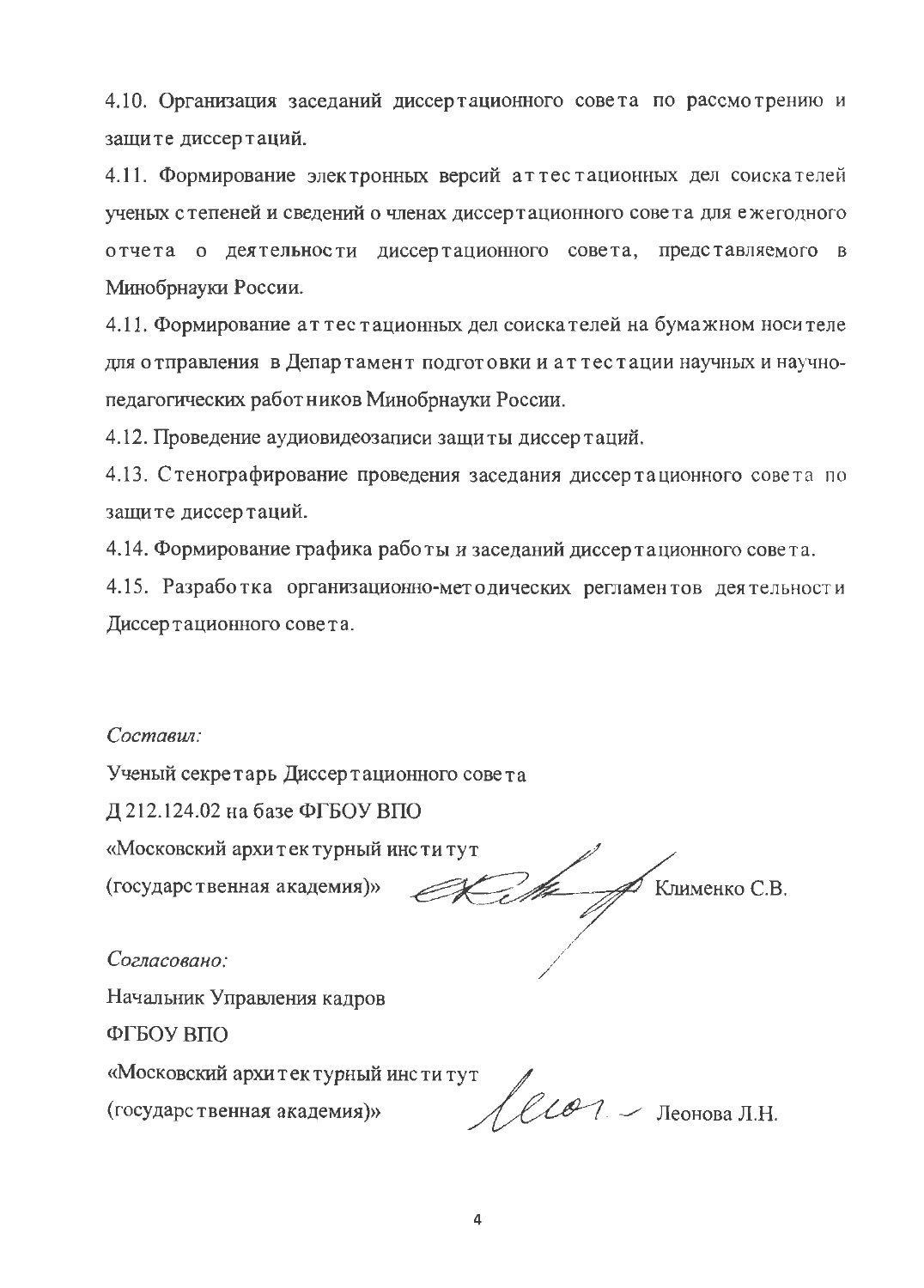4.10. Организация заседаний диссертационного совета по рассмотрению и защите диссертаций.

4.11. Формирование электронных версий аттестационных дел соискателей ученых степеней и сведений о членах диссертационного совета для ежегодного отчета о деятельности диссертационного совета, представляемого в Минобрнауки России.

4.11. Формирование аттестационных дел соискателей на бумажном носителе для отправления в Департамент подготовки и аттестации научных и научно-педагогических работников Минобрнауки России.

4.12. Проведение аудиовидеозаписи защиты диссертаций.

4.13. Стенографирование проведения заседания диссертационного совета по защите диссертаций.

4.14. Формирование графика работы и заседаний диссертационного совета.

4.15. Разработка организационно-методических регламентов деятельности Диссертационного совета.

*Составил:*

Ученый секретарь Диссертационного совета
Д 212.124.02 на базе ФГБОУ ВПО
«Московский архитектурный институт
(государственная академия)» Клименко С.В.

*Согласовано:*

Начальник Управления кадров
ФГБОУ ВПО
«Московский архитектурный институт
(государственная академия)» Леонова Л.Н.